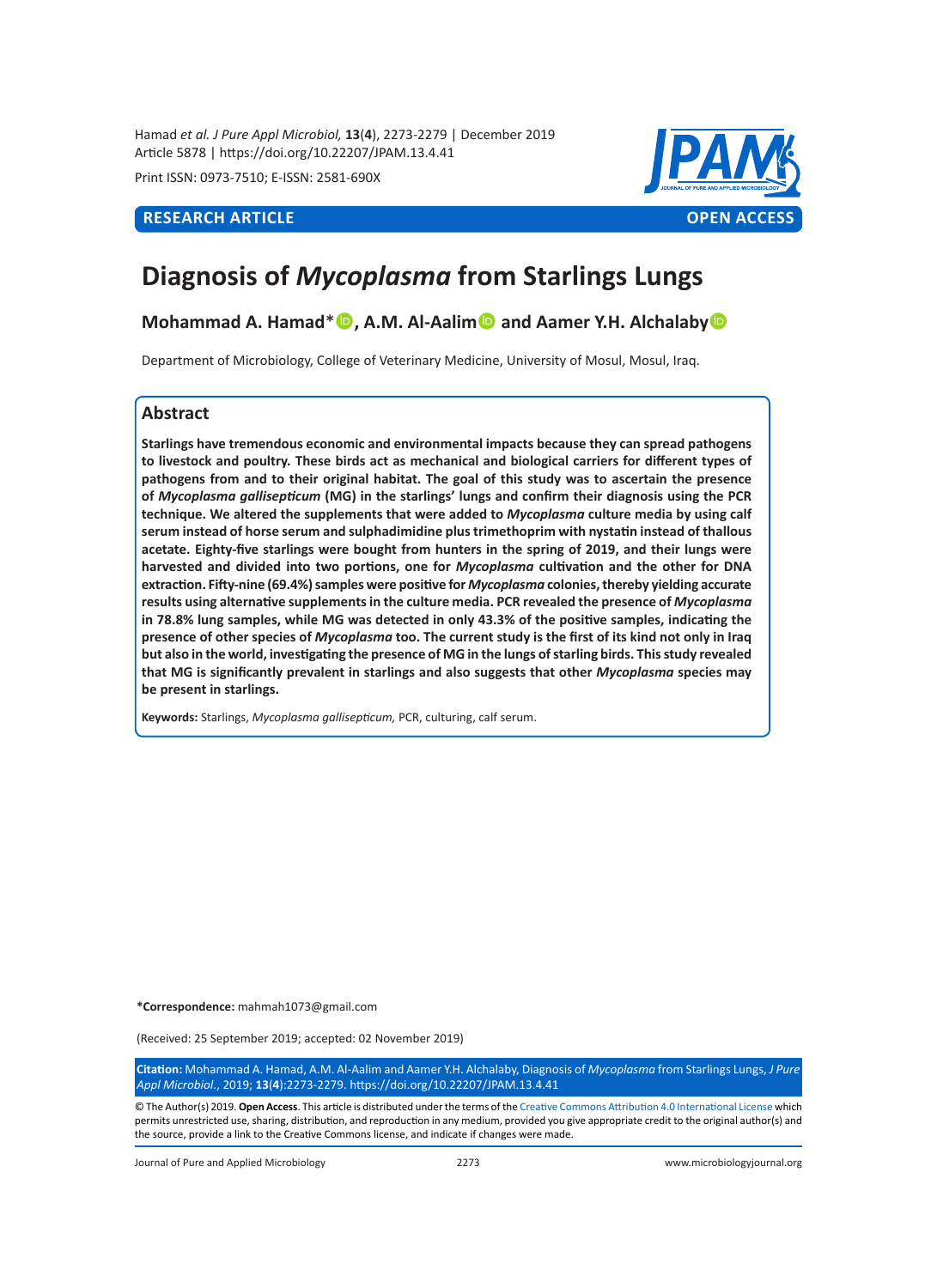**RESEARCH ARTICLE** **OPEN ACCESS**

# Diagnosis of *Mycoplasma* from Starlings Lungs

**Mohammad A. Hamad*, A.M. Al-Aalim and Aamer Y.H. Alchalaby**

Department of Microbiology, College of Veterinary Medicine, University of Mosul, Mosul, Iraq.

## Abstract

**Starlings have tremendous economic and environmental impacts because they can spread pathogens to livestock and poultry. These birds act as mechanical and biological carriers for different types of pathogens from and to their original habitat. The goal of this study was to ascertain the presence of *Mycoplasma gallisepticum* (MG) in the starlings' lungs and confirm their diagnosis using the PCR technique. We altered the supplements that were added to *Mycoplasma* culture media by using calf serum instead of horse serum and sulphadimidine plus trimethoprim with nystatin instead of thallous acetate. Eighty-five starlings were bought from hunters in the spring of 2019, and their lungs were harvested and divided into two portions, one for *Mycoplasma* cultivation and the other for DNA extraction. Fifty-nine (69.4%) samples were positive for *Mycoplasma* colonies, thereby yielding accurate results using alternative supplements in the culture media. PCR revealed the presence of *Mycoplasma* in 78.8% lung samples, while MG was detected in only 43.3% of the positive samples, indicating the presence of other species of *Mycoplasma* too. The current study is the first of its kind not only in Iraq but also in the world, investigating the presence of MG in the lungs of starling birds. This study revealed that MG is significantly prevalent in starlings and also suggests that other *Mycoplasma* species may be present in starlings.**

**Keywords:** Starlings, *Mycoplasma gallisepticum,* PCR, culturing, calf serum.

***Correspondence:** mahmah1073@gmail.com

(Received: 25 September 2019; accepted: 02 November 2019)

**Citation:** Mohammad A. Hamad, A.M. Al-Aalim and Aamer Y.H. Alchalaby, Diagnosis of *Mycoplasma* from Starlings Lungs, *J Pure Appl Microbiol.*, 2019; **13**(**4**):2273-2279. https://doi.org/10.22207/JPAM.13.4.41

© The Author(s) 2019. **Open Access**. This article is distributed under the terms of the Creative Commons Attribution 4.0 International License which permits unrestricted use, sharing, distribution, and reproduction in any medium, provided you give appropriate credit to the original author(s) and the source, provide a link to the Creative Commons license, and indicate if changes were made.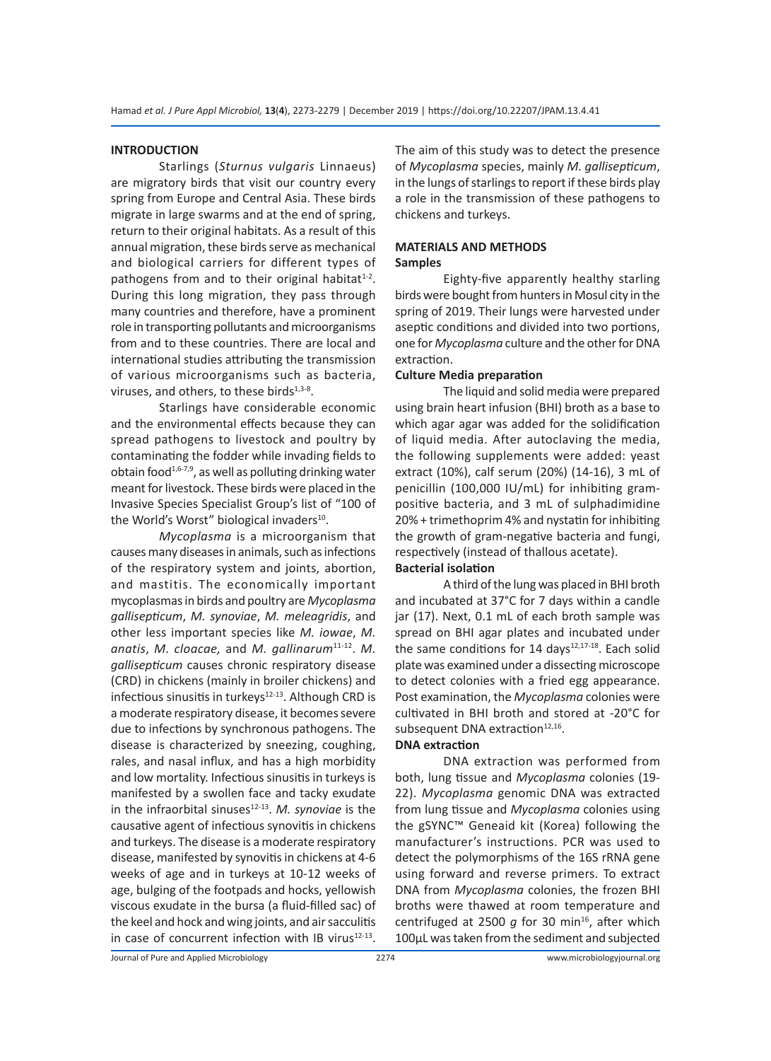## INTRODUCTION

Starlings (*Sturnus vulgaris* Linnaeus) are migratory birds that visit our country every spring from Europe and Central Asia. These birds migrate in large swarms and at the end of spring, return to their original habitats. As a result of this annual migration, these birds serve as mechanical and biological carriers for different types of pathogens from and to their original habitat[1-2]. During this long migration, they pass through many countries and therefore, have a prominent role in transporting pollutants and microorganisms from and to these countries. There are local and international studies attributing the transmission of various microorganisms such as bacteria, viruses, and others, to these birds[1,3-8].

Starlings have considerable economic and the environmental effects because they can spread pathogens to livestock and poultry by contaminating the fodder while invading fields to obtain food[1,6-7,9], as well as polluting drinking water meant for livestock. These birds were placed in the Invasive Species Specialist Group's list of "100 of the World's Worst" biological invaders[10].

*Mycoplasma* is a microorganism that causes many diseases in animals, such as infections of the respiratory system and joints, abortion, and mastitis. The economically important mycoplasmas in birds and poultry are *Mycoplasma gallisepticum*, *M. synoviae*, *M. meleagridis*, and other less important species like *M. iowae*, *M. anatis*, *M. cloacae,* and *M. gallinarum*[11-12]. *M. gallisepticum* causes chronic respiratory disease (CRD) in chickens (mainly in broiler chickens) and infectious sinusitis in turkeys[12-13]. Although CRD is a moderate respiratory disease, it becomes severe due to infections by synchronous pathogens. The disease is characterized by sneezing, coughing, rales, and nasal influx, and has a high morbidity and low mortality. Infectious sinusitis in turkeys is manifested by a swollen face and tacky exudate in the infraorbital sinuses[12-13]. *M. synoviae* is the causative agent of infectious synovitis in chickens and turkeys. The disease is a moderate respiratory disease, manifested by synovitis in chickens at 4-6 weeks of age and in turkeys at 10-12 weeks of age, bulging of the footpads and hocks, yellowish viscous exudate in the bursa (a fluid-filled sac) of the keel and hock and wing joints, and air sacculitis in case of concurrent infection with IB virus[12-13].

The aim of this study was to detect the presence of *Mycoplasma* species, mainly *M. gallisepticum*, in the lungs of starlings to report if these birds play a role in the transmission of these pathogens to chickens and turkeys.

## MATERIALS AND METHODS

### Samples

Eighty-five apparently healthy starling birds were bought from hunters in Mosul city in the spring of 2019. Their lungs were harvested under aseptic conditions and divided into two portions, one for *Mycoplasma* culture and the other for DNA extraction.

### Culture Media preparation

The liquid and solid media were prepared using brain heart infusion (BHI) broth as a base to which agar agar was added for the solidification of liquid media. After autoclaving the media, the following supplements were added: yeast extract (10%), calf serum (20%) (14-16), 3 mL of penicillin (100,000 IU/mL) for inhibiting gram-positive bacteria, and 3 mL of sulphadimidine 20% + trimethoprim 4% and nystatin for inhibiting the growth of gram-negative bacteria and fungi, respectively (instead of thallous acetate).

### Bacterial isolation

A third of the lung was placed in BHI broth and incubated at 37°C for 7 days within a candle jar (17). Next, 0.1 mL of each broth sample was spread on BHI agar plates and incubated under the same conditions for 14 days[12,17-18]. Each solid plate was examined under a dissecting microscope to detect colonies with a fried egg appearance. Post examination, the *Mycoplasma* colonies were cultivated in BHI broth and stored at -20°C for subsequent DNA extraction[12,16].

### DNA extraction

DNA extraction was performed from both, lung tissue and *Mycoplasma* colonies (19-22). *Mycoplasma* genomic DNA was extracted from lung tissue and *Mycoplasma* colonies using the gSYNC™ Geneaid kit (Korea) following the manufacturer's instructions. PCR was used to detect the polymorphisms of the 16S rRNA gene using forward and reverse primers. To extract DNA from *Mycoplasma* colonies, the frozen BHI broths were thawed at room temperature and centrifuged at 2500 *g* for 30 min[16], after which 100µL was taken from the sediment and subjected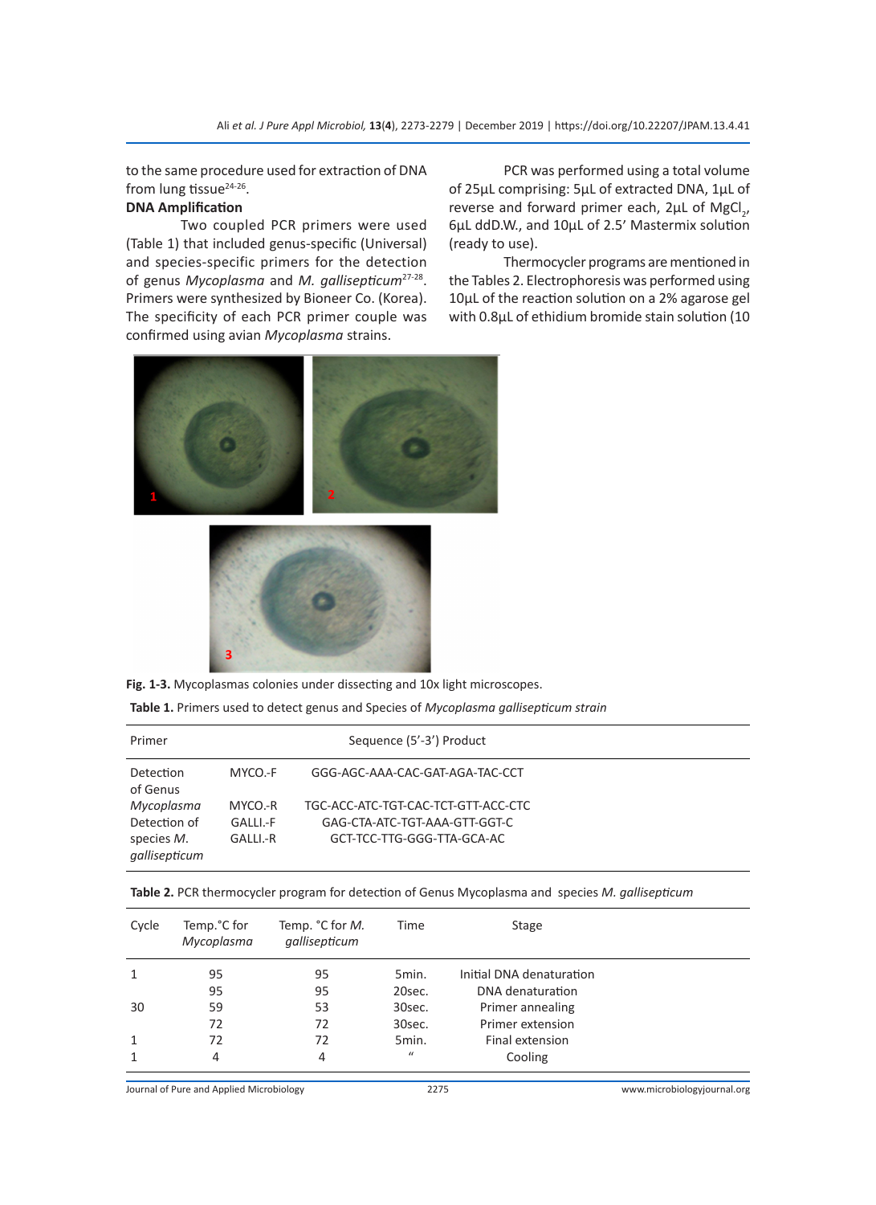to the same procedure used for extraction of DNA from lung tissue[24-26].

**DNA Amplification**

Two coupled PCR primers were used (Table 1) that included genus-specific (Universal) and species-specific primers for the detection of genus *Mycoplasma* and *M. gallisepticum*[27-28]. Primers were synthesized by Bioneer Co. (Korea). The specificity of each PCR primer couple was confirmed using avian *Mycoplasma* strains.

PCR was performed using a total volume of 25µL comprising: 5µL of extracted DNA, 1µL of reverse and forward primer each, 2µL of $MgCl_2$, 6µL ddD.W., and 10µL of 2.5' Mastermix solution (ready to use).

Thermocycler programs are mentioned in the Tables 2. Electrophoresis was performed using 10µL of the reaction solution on a 2% agarose gel with 0.8µL of ethidium bromide stain solution (10

**Fig. 1-3.** Mycoplasmas colonies under dissecting and 10x light microscopes.

**Table 1.** Primers used to detect genus and Species of *Mycoplasma gallisepticum strain*

| Primer | | Sequence (5'-3') Product |
|---|---|---|
| Detection of Genus *Mycoplasma* | MYCO.-F | GGG-AGC-AAA-CAC-GAT-AGA-TAC-CCT |
| | MYCO.-R | TGC-ACC-ATC-TGT-CAC-TCT-GTT-ACC-CTC |
| Detection of species *M. gallisepticum* | GALLI.-F | GAG-CTA-ATC-TGT-AAA-GTT-GGT-C |
| | GALLI.-R | GCT-TCC-TTG-GGG-TTA-GCA-AC |

**Table 2.** PCR thermocycler program for detection of Genus Mycoplasma and species *M. gallisepticum*

| Cycle | Temp.°C for *Mycoplasma* | Temp. °C for *M. gallisepticum* | Time | Stage |
|---|---|---|---|---|
| 1 | 95 | 95 | 5min. | Initial DNA denaturation |
| | 95 | 95 | 20sec. | DNA denaturation |
| 30 | 59 | 53 | 30sec. | Primer annealing |
| | 72 | 72 | 30sec. | Primer extension |
| 1 | 72 | 72 | 5min. | Final extension |
| 1 | 4 | 4 | " | Cooling |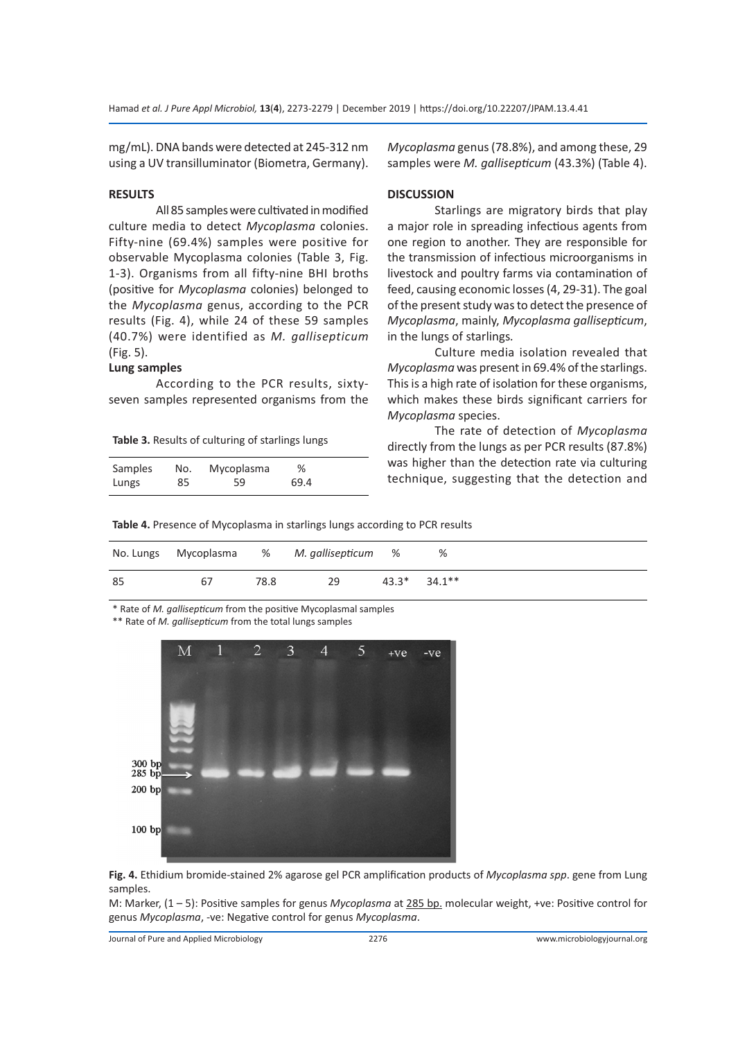mg/mL). DNA bands were detected at 245-312 nm using a UV transilluminator (Biometra, Germany).

## RESULTS

All 85 samples were cultivated in modified culture media to detect *Mycoplasma* colonies. Fifty-nine (69.4%) samples were positive for observable Mycoplasma colonies (Table 3, Fig. 1-3). Organisms from all fifty-nine BHI broths (positive for *Mycoplasma* colonies) belonged to the *Mycoplasma* genus, according to the PCR results (Fig. 4), while 24 of these 59 samples (40.7%) were identified as *M. gallisepticum* (Fig. 5).

### Lung samples

According to the PCR results, sixty-seven samples represented organisms from the *Mycoplasma* genus (78.8%), and among these, 29 samples were *M. gallisepticum* (43.3%) (Table 4).

**Table 3.** Results of culturing of starlings lungs

| Samples | No. | Mycoplasma | % |
|---|---|---|---|
| Lungs | 85 | 59 | 69.4 |

## DISCUSSION

Starlings are migratory birds that play a major role in spreading infectious agents from one region to another. They are responsible for the transmission of infectious microorganisms in livestock and poultry farms via contamination of feed, causing economic losses (4, 29-31). The goal of the present study was to detect the presence of *Mycoplasma*, mainly, *Mycoplasma gallisepticum*, in the lungs of starlings.

Culture media isolation revealed that *Mycoplasma* was present in 69.4% of the starlings. This is a high rate of isolation for these organisms, which makes these birds significant carriers for *Mycoplasma* species.

The rate of detection of *Mycoplasma* directly from the lungs as per PCR results (87.8%) was higher than the detection rate via culturing technique, suggesting that the detection and

**Table 4.** Presence of Mycoplasma in starlings lungs according to PCR results

| No. Lungs | Mycoplasma | % | *M. gallisepticum* | % | % |
|---|---|---|---|---|---|
| 85 | 67 | 78.8 | 29 | 43.3* | 34.1** |

\* Rate of *M. gallisepticum* from the positive Mycoplasmal samples
\*\* Rate of *M. gallisepticum* from the total lungs samples

M 1 2 3 4 5 +ve -ve
300 bp
285 bp
200 bp
100 bp

**Fig. 4.** Ethidium bromide-stained 2% agarose gel PCR amplification products of *Mycoplasma spp*. gene from Lung samples.
M: Marker, (1 – 5): Positive samples for genus *Mycoplasma* at 285 bp. molecular weight, +ve: Positive control for genus *Mycoplasma*, -ve: Negative control for genus *Mycoplasma*.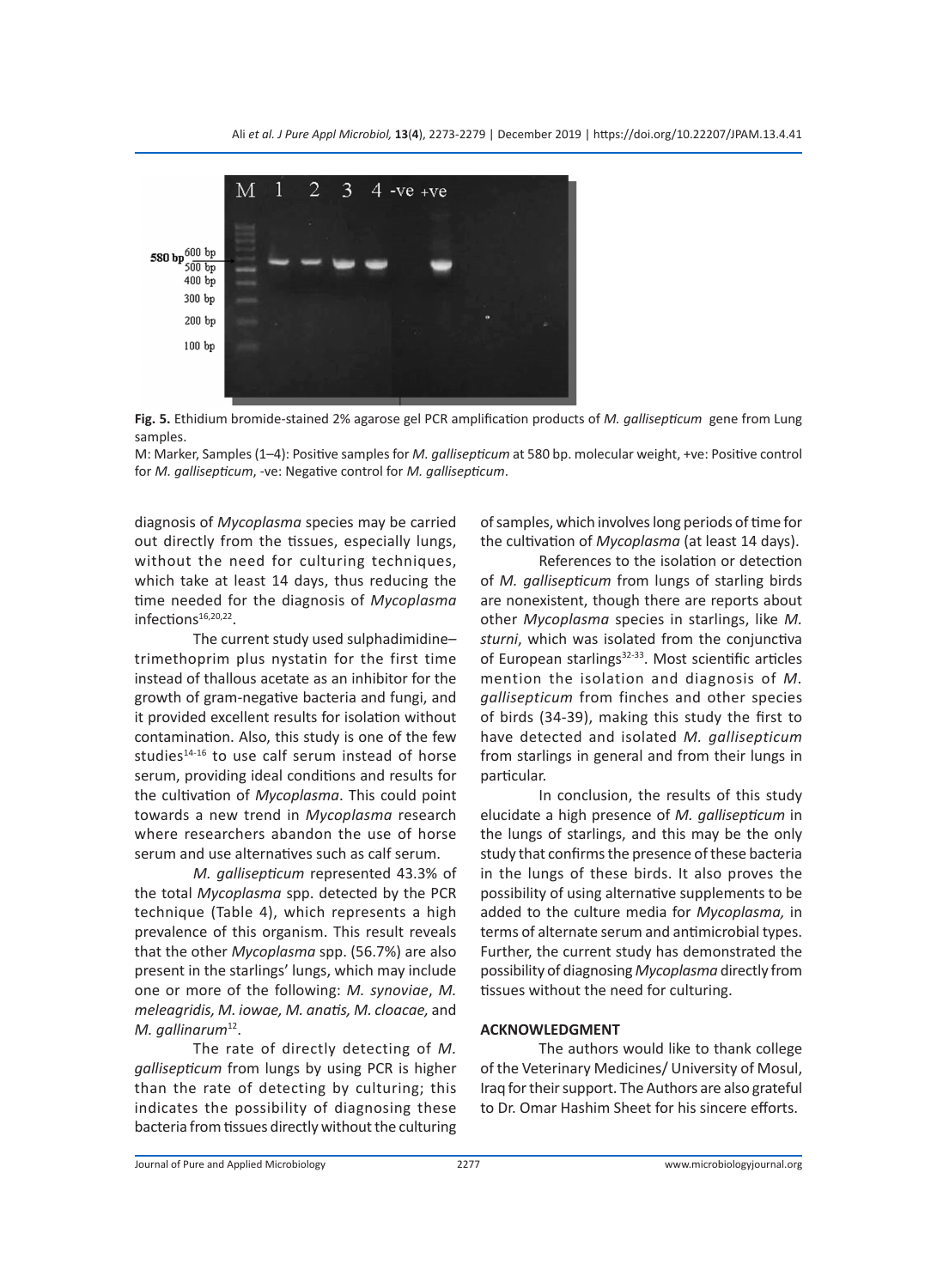M 1 2 3 4 -ve +ve

580 bp

600 bp
500 bp
400 bp
300 bp
200 bp
100 bp

**Fig. 5.** Ethidium bromide-stained 2% agarose gel PCR amplification products of *M. gallisepticum* gene from Lung samples.

M: Marker, Samples (1–4): Positive samples for *M. gallisepticum* at 580 bp. molecular weight, +ve: Positive control for *M. gallisepticum*, -ve: Negative control for *M. gallisepticum*.

diagnosis of *Mycoplasma* species may be carried out directly from the tissues, especially lungs, without the need for culturing techniques, which take at least 14 days, thus reducing the time needed for the diagnosis of *Mycoplasma* infections[16,20,22].

The current study used sulphadimidine–trimethoprim plus nystatin for the first time instead of thallous acetate as an inhibitor for the growth of gram-negative bacteria and fungi, and it provided excellent results for isolation without contamination. Also, this study is one of the few studies[14-16] to use calf serum instead of horse serum, providing ideal conditions and results for the cultivation of *Mycoplasma*. This could point towards a new trend in *Mycoplasma* research where researchers abandon the use of horse serum and use alternatives such as calf serum.

*M. gallisepticum* represented 43.3% of the total *Mycoplasma* spp. detected by the PCR technique (Table 4), which represents a high prevalence of this organism. This result reveals that the other *Mycoplasma* spp. (56.7%) are also present in the starlings' lungs, which may include one or more of the following: *M. synoviae*, *M. meleagridis, M. iowae, M. anatis, M. cloacae,* and *M. gallinarum*[12].

The rate of directly detecting of *M. gallisepticum* from lungs by using PCR is higher than the rate of detecting by culturing; this indicates the possibility of diagnosing these bacteria from tissues directly without the culturing of samples, which involves long periods of time for the cultivation of *Mycoplasma* (at least 14 days).

References to the isolation or detection of *M. gallisepticum* from lungs of starling birds are nonexistent, though there are reports about other *Mycoplasma* species in starlings, like *M. sturni*, which was isolated from the conjunctiva of European starlings[32-33]. Most scientific articles mention the isolation and diagnosis of *M. gallisepticum* from finches and other species of birds (34-39), making this study the first to have detected and isolated *M. gallisepticum* from starlings in general and from their lungs in particular.

In conclusion, the results of this study elucidate a high presence of *M. gallisepticum* in the lungs of starlings, and this may be the only study that confirms the presence of these bacteria in the lungs of these birds. It also proves the possibility of using alternative supplements to be added to the culture media for *Mycoplasma,* in terms of alternate serum and antimicrobial types. Further, the current study has demonstrated the possibility of diagnosing *Mycoplasma* directly from tissues without the need for culturing.

## ACKNOWLEDGMENT

The authors would like to thank college of the Veterinary Medicines/ University of Mosul, Iraq for their support. The Authors are also grateful to Dr. Omar Hashim Sheet for his sincere efforts.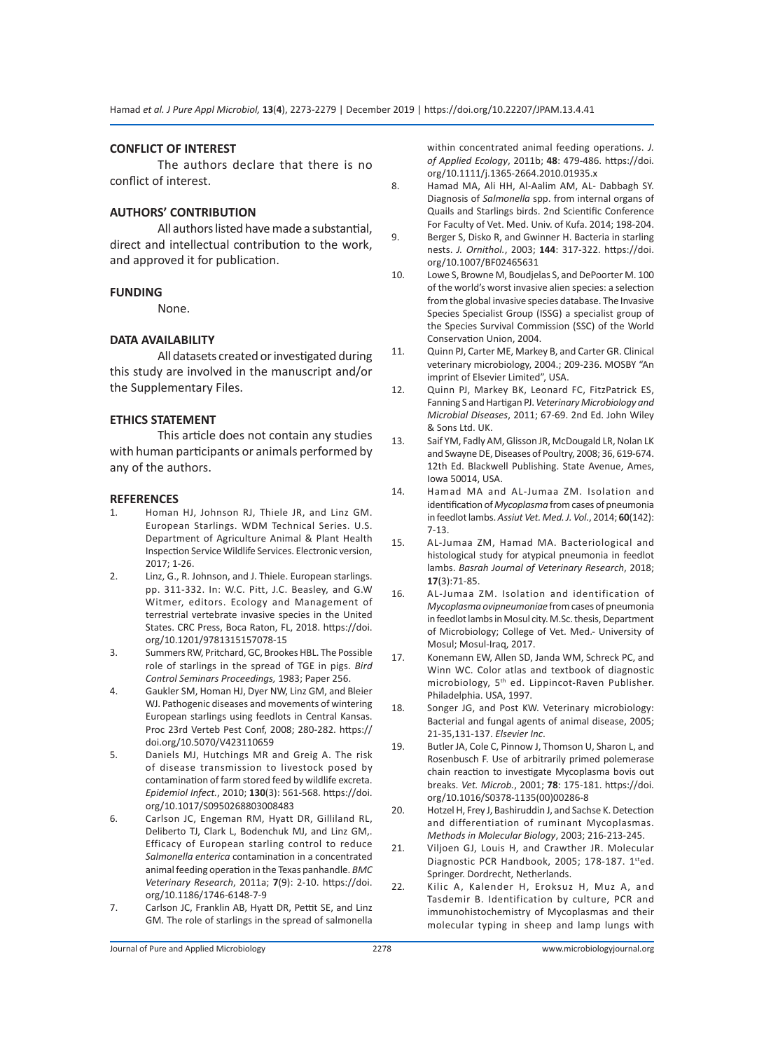## CONFLICT OF INTEREST

The authors declare that there is no conflict of interest.

## AUTHORS' CONTRIBUTION

All authors listed have made a substantial, direct and intellectual contribution to the work, and approved it for publication.

## FUNDING

None.

## DATA AVAILABILITY

All datasets created or investigated during this study are involved in the manuscript and/or the Supplementary Files.

## ETHICS STATEMENT

This article does not contain any studies with human participants or animals performed by any of the authors.

## REFERENCES

1. Homan HJ, Johnson RJ, Thiele JR, and Linz GM. European Starlings. WDM Technical Series. U.S. Department of Agriculture Animal & Plant Health Inspection Service Wildlife Services. Electronic version, 2017; 1-26.
2. Linz, G., R. Johnson, and J. Thiele. European starlings. pp. 311-332. In: W.C. Pitt, J.C. Beasley, and G.W Witmer, editors. Ecology and Management of terrestrial vertebrate invasive species in the United States. CRC Press, Boca Raton, FL, 2018. https://doi.org/10.1201/9781315157078-15
3. Summers RW, Pritchard, GC, Brookes HBL. The Possible role of starlings in the spread of TGE in pigs. *Bird Control Seminars Proceedings,* 1983; Paper 256.
4. Gaukler SM, Homan HJ, Dyer NW, Linz GM, and Bleier WJ. Pathogenic diseases and movements of wintering European starlings using feedlots in Central Kansas. Proc 23rd Verteb Pest Conf, 2008; 280-282. https://doi.org/10.5070/V423110659
5. Daniels MJ, Hutchings MR and Greig A. The risk of disease transmission to livestock posed by contamination of farm stored feed by wildlife excreta. *Epidemiol Infect.*, 2010; **130**(3): 561-568. https://doi.org/10.1017/S0950268803008483
6. Carlson JC, Engeman RM, Hyatt DR, Gilliland RL, Deliberto TJ, Clark L, Bodenchuk MJ, and Linz GM,. Efficacy of European starling control to reduce *Salmonella enterica* contamination in a concentrated animal feeding operation in the Texas panhandle. *BMC Veterinary Research*, 2011a; **7**(9): 2-10. https://doi.org/10.1186/1746-6148-7-9
7. Carlson JC, Franklin AB, Hyatt DR, Pettit SE, and Linz GM. The role of starlings in the spread of salmonella within concentrated animal feeding operations. *J. of Applied Ecology*, 2011b; **48**: 479-486. https://doi.org/10.1111/j.1365-2664.2010.01935.x
8. Hamad MA, Ali HH, Al-Aalim AM, AL- Dabbagh SY. Diagnosis of *Salmonella* spp. from internal organs of Quails and Starlings birds. 2nd Scientific Conference For Faculty of Vet. Med. Univ. of Kufa. 2014; 198-204.
9. Berger S, Disko R, and Gwinner H. Bacteria in starling nests. *J. Ornithol.*, 2003; **144**: 317-322. https://doi.org/10.1007/BF02465631
10. Lowe S, Browne M, Boudjelas S, and DePoorter M. 100 of the world's worst invasive alien species: a selection from the global invasive species database. The Invasive Species Specialist Group (ISSG) a specialist group of the Species Survival Commission (SSC) of the World Conservation Union, 2004.
11. Quinn PJ, Carter ME, Markey B, and Carter GR. Clinical veterinary microbiology, 2004.; 209-236. MOSBY "An imprint of Elsevier Limited", USA.
12. Quinn PJ, Markey BK, Leonard FC, FitzPatrick ES, Fanning S and Hartigan PJ. *Veterinary Microbiology and Microbial Diseases*, 2011; 67-69. 2nd Ed. John Wiley & Sons Ltd. UK.
13. Saif YM, Fadly AM, Glisson JR, McDougald LR, Nolan LK and Swayne DE, Diseases of Poultry, 2008; 36, 619-674. 12th Ed. Blackwell Publishing. State Avenue, Ames, Iowa 50014, USA.
14. Hamad MA and AL-Jumaa ZM. Isolation and identification of *Mycoplasma* from cases of pneumonia in feedlot lambs. *Assiut Vet. Med. J. Vol.*, 2014; **60**(142): 7-13.
15. AL-Jumaa ZM, Hamad MA. Bacteriological and histological study for atypical pneumonia in feedlot lambs. *Basrah Journal of Veterinary Research*, 2018; **17**(3):71-85.
16. AL-Jumaa ZM. Isolation and identification of *Mycoplasma ovipneumoniae* from cases of pneumonia in feedlot lambs in Mosul city. M.Sc. thesis, Department of Microbiology; College of Vet. Med.- University of Mosul; Mosul-Iraq, 2017.
17. Konemann EW, Allen SD, Janda WM, Schreck PC, and Winn WC. Color atlas and textbook of diagnostic microbiology, 5th ed. Lippincot-Raven Publisher. Philadelphia. USA, 1997.
18. Songer JG, and Post KW. Veterinary microbiology: Bacterial and fungal agents of animal disease, 2005; 21-35,131-137. *Elsevier Inc.*
19. Butler JA, Cole C, Pinnow J, Thomson U, Sharon L, and Rosenbusch F. Use of arbitrarily primed polemerase chain reaction to investigate Mycoplasma bovis out breaks. *Vet. Microb.*, 2001; **78**: 175-181. https://doi.org/10.1016/S0378-1135(00)00286-8
20. Hotzel H, Frey J, Bashiruddin J, and Sachse K. Detection and differentiation of ruminant Mycoplasmas. *Methods in Molecular Biology*, 2003; 216-213-245.
21. Viljoen GJ, Louis H, and Crawther JR. Molecular Diagnostic PCR Handbook, 2005; 178-187. 1st ed. Springer. Dordrecht, Netherlands.
22. Kilic A, Kalender H, Eroksuz H, Muz A, and Tasdemir B. Identification by culture, PCR and immunohistochemistry of Mycoplasmas and their molecular typing in sheep and lamp lungs with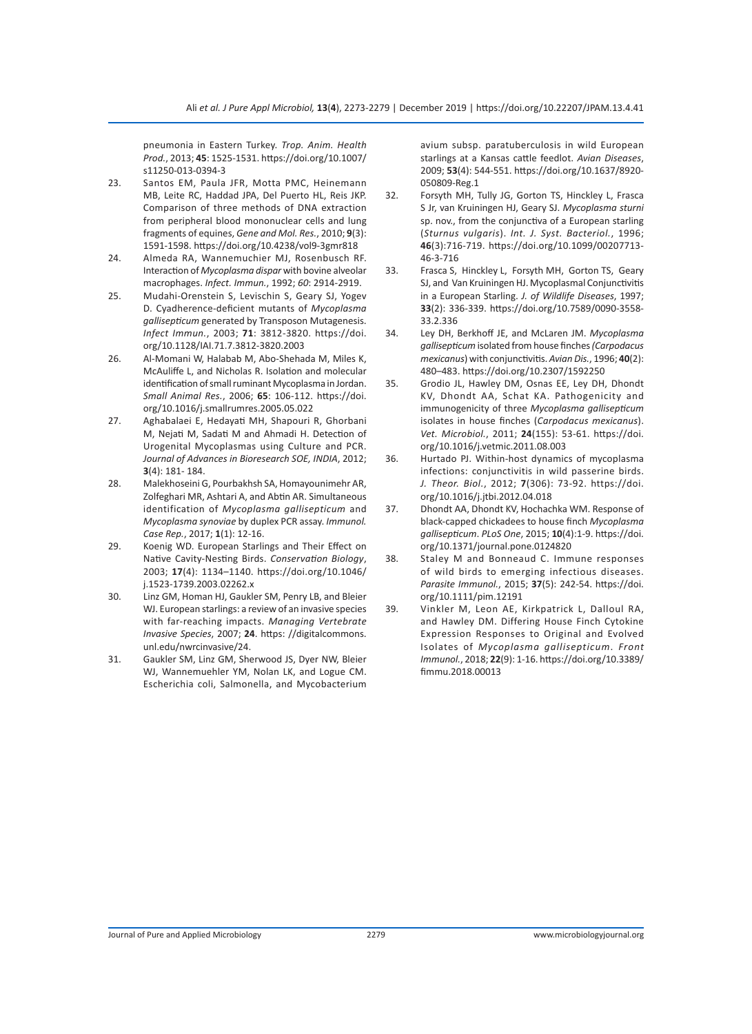pneumonia in Eastern Turkey. *Trop. Anim. Health Prod.*, 2013; **45**: 1525-1531. https://doi.org/10.1007/s11250-013-0394-3

23. Santos EM, Paula JFR, Motta PMC, Heinemann MB, Leite RC, Haddad JPA, Del Puerto HL, Reis JKP. Comparison of three methods of DNA extraction from peripheral blood mononuclear cells and lung fragments of equines, *Gene and Mol. Res.*, 2010; **9**(3): 1591-1598. https://doi.org/10.4238/vol9-3gmr818
24. Almeda RA, Wannemuchier MJ, Rosenbusch RF. Interaction of *Mycoplasma dispar* with bovine alveolar macrophages. *Infect. Immun.*, 1992; *60*: 2914-2919.
25. Mudahi-Orenstein S, Levischin S, Geary SJ, Yogev D. Cyadherence-deficient mutants of *Mycoplasma gallisepticum* generated by Transposon Mutagenesis. *Infect Immun.*, 2003; **71**: 3812-3820. https://doi.org/10.1128/IAI.71.7.3812-3820.2003
26. Al-Momani W, Halabab M, Abo-Shehada M, Miles K, McAuliffe L, and Nicholas R. Isolation and molecular identification of small ruminant Mycoplasma in Jordan. *Small Animal Res.*, 2006; **65**: 106-112. https://doi.org/10.1016/j.smallrumres.2005.05.022
27. Aghabalaei E, Hedayati MH, Shapouri R, Ghorbani M, Nejati M, Sadati M and Ahmadi H. Detection of Urogenital Mycoplasmas using Culture and PCR. *Journal of Advances in Bioresearch SOE, INDIA*, 2012; **3**(4): 181- 184.
28. Malekhoseini G, Pourbakhsh SA, Homayounimehr AR, Zolfeghari MR, Ashtari A, and Abtin AR. Simultaneous identification of *Mycoplasma gallisepticum* and *Mycoplasma synoviae* by duplex PCR assay. *Immunol. Case Rep.*, 2017; **1**(1): 12-16.
29. Koenig WD. European Starlings and Their Effect on Native Cavity-Nesting Birds. *Conservation Biology*, 2003; **17**(4): 1134–1140. https://doi.org/10.1046/j.1523-1739.2003.02262.x
30. Linz GM, Homan HJ, Gaukler SM, Penry LB, and Bleier WJ. European starlings: a review of an invasive species with far-reaching impacts. *Managing Vertebrate Invasive Species*, 2007; **24**. https: //digitalcommons.unl.edu/nwrcinvasive/24.
31. Gaukler SM, Linz GM, Sherwood JS, Dyer NW, Bleier WJ, Wannemuehler YM, Nolan LK, and Logue CM. Escherichia coli, Salmonella, and Mycobacterium avium subsp. paratuberculosis in wild European starlings at a Kansas cattle feedlot. *Avian Diseases*, 2009; **53**(4): 544-551. https://doi.org/10.1637/8920-050809-Reg.1
32. Forsyth MH, Tully JG, Gorton TS, Hinckley L, Frasca S Jr, van Kruiningen HJ, Geary SJ. *Mycoplasma sturni* sp. nov., from the conjunctiva of a European starling (*Sturnus vulgaris*). *Int. J. Syst. Bacteriol.*, 1996; **46**(3):716-719. https://doi.org/10.1099/00207713-46-3-716
33. Frasca S, Hinckley L, Forsyth MH, Gorton TS, Geary SJ, and Van Kruiningen HJ. Mycoplasmal Conjunctivitis in a European Starling. *J. of Wildlife Diseases*, 1997; **33**(2): 336-339. https://doi.org/10.7589/0090-3558-33.2.336
34. Ley DH, Berkhoff JE, and McLaren JM. *Mycoplasma gallisepticum* isolated from house finches *(Carpodacus mexicanus*) with conjunctivitis. *Avian Dis.*, 1996; **40**(2): 480–483. https://doi.org/10.2307/1592250
35. Grodio JL, Hawley DM, Osnas EE, Ley DH, Dhondt KV, Dhondt AA, Schat KA. Pathogenicity and immunogenicity of three *Mycoplasma gallisepticum* isolates in house finches (*Carpodacus mexicanus*). *Vet. Microbiol.*, 2011; **24**(155): 53-61. https://doi.org/10.1016/j.vetmic.2011.08.003
36. Hurtado PJ. Within-host dynamics of mycoplasma infections: conjunctivitis in wild passerine birds. *J. Theor. Biol.*, 2012; **7**(306): 73-92. https://doi.org/10.1016/j.jtbi.2012.04.018
37. Dhondt AA, Dhondt KV, Hochachka WM. Response of black-capped chickadees to house finch *Mycoplasma gallisepticum*. *PLoS One*, 2015; **10**(4):1-9. https://doi.org/10.1371/journal.pone.0124820
38. Staley M and Bonneaud C. Immune responses of wild birds to emerging infectious diseases. *Parasite Immunol.*, 2015; **37**(5): 242-54. https://doi.org/10.1111/pim.12191
39. Vinkler M, Leon AE, Kirkpatrick L, Dalloul RA, and Hawley DM. Differing House Finch Cytokine Expression Responses to Original and Evolved Isolates of *Mycoplasma gallisepticum*. *Front Immunol.*, 2018; **22**(9): 1-16. https://doi.org/10.3389/fimmu.2018.00013